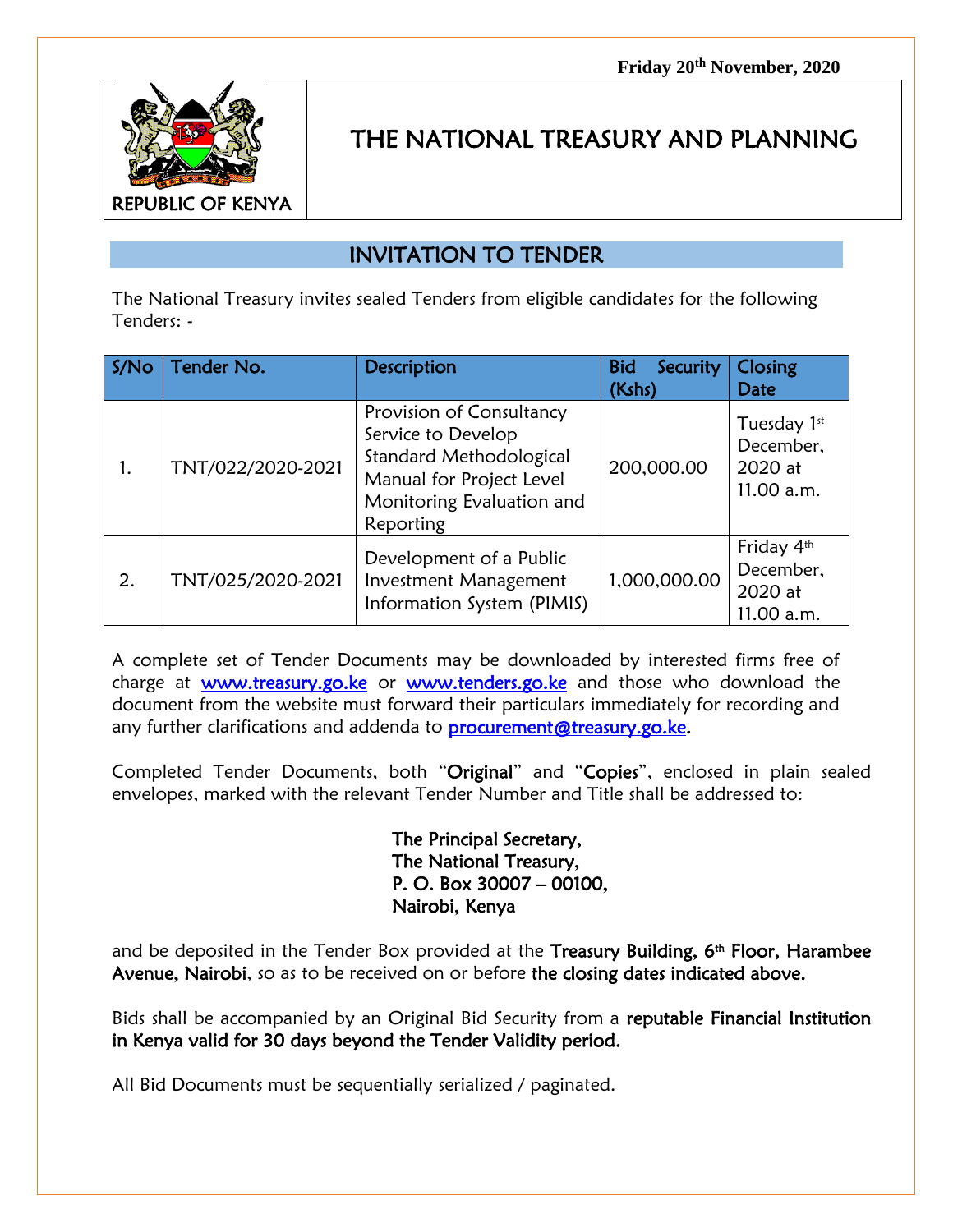**Friday 20th November, 2020**

REPUBLIC OF KENYA

# THE NATIONAL TREASURY AND PLANNING

## INVITATION TO TENDER

The National Treasury invites sealed Tenders from eligible candidates for the following Tenders: -

| S/No | Tender No. | Description | Bid Security (Kshs) | Closing Date |
|---|---|---|---|---|
| 1. | TNT/022/2020-2021 | Provision of Consultancy Service to Develop Standard Methodological Manual for Project Level Monitoring Evaluation and Reporting | 200,000.00 | Tuesday 1st December, 2020 at 11.00 a.m. |
| 2. | TNT/025/2020-2021 | Development of a Public Investment Management Information System (PIMIS) | 1,000,000.00 | Friday 4th December, 2020 at 11.00 a.m. |

A complete set of Tender Documents may be downloaded by interested firms free of charge at [www.treasury.go.ke](http://www.treasury.go.ke) or [www.tenders.go.ke](http://www.tenders.go.ke) and those who download the document from the website must forward their particulars immediately for recording and any further clarifications and addenda to [procurement@treasury.go.ke](mailto:procurement@treasury.go.ke).

Completed Tender Documents, both "**Original**" and "**Copies**", enclosed in plain sealed envelopes, marked with the relevant Tender Number and Title shall be addressed to:

**The Principal Secretary,**
**The National Treasury,**
**P. O. Box 30007 – 00100,**
**Nairobi, Kenya**

and be deposited in the Tender Box provided at the **Treasury Building, 6th Floor, Harambee Avenue, Nairobi**, so as to be received on or before **the closing dates indicated above.**

Bids shall be accompanied by an Original Bid Security from a **reputable Financial Institution in Kenya valid for 30 days beyond the Tender Validity period.**

All Bid Documents must be sequentially serialized / paginated.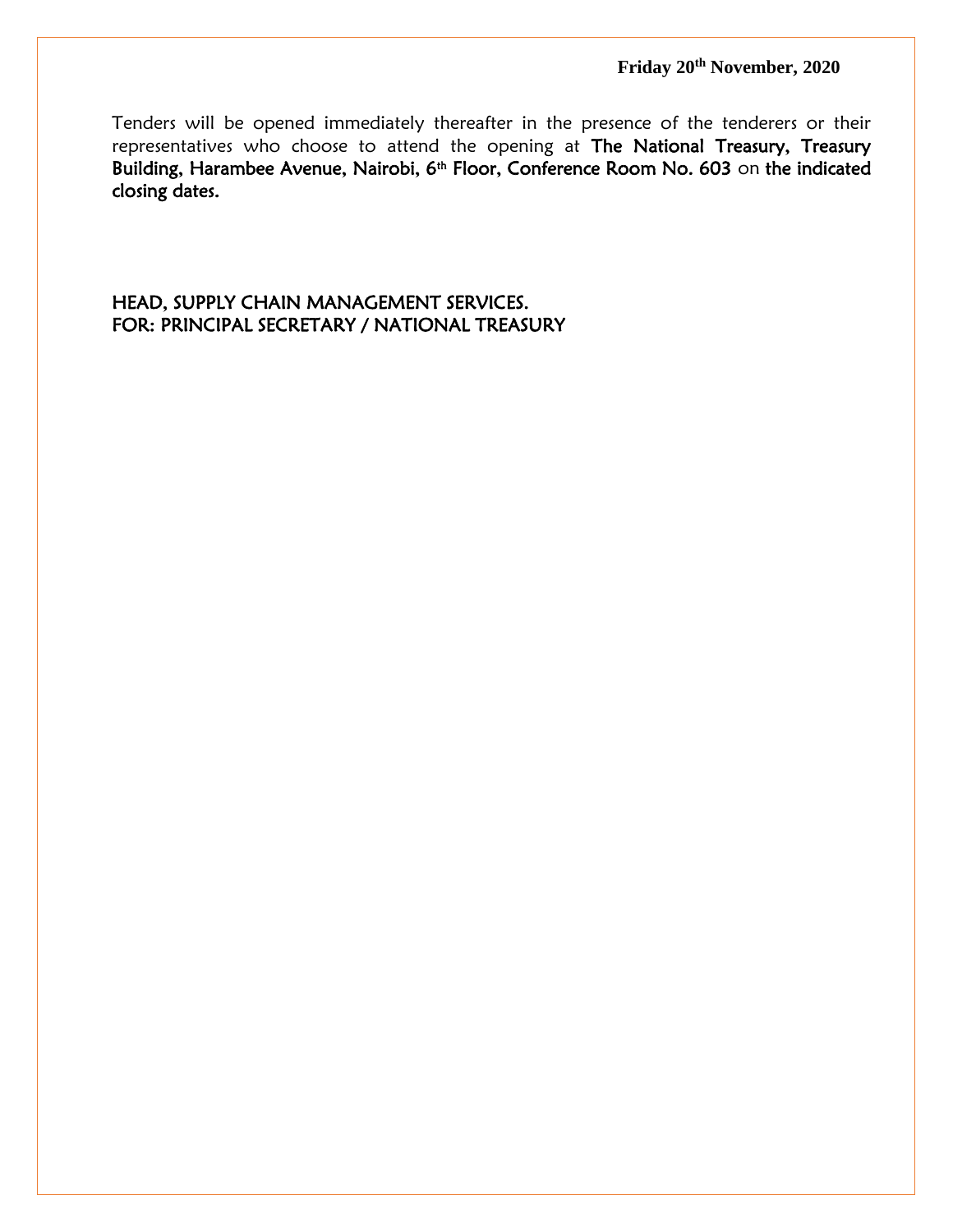**Friday 20th November, 2020**

Tenders will be opened immediately thereafter in the presence of the tenderers or their representatives who choose to attend the opening at **The National Treasury, Treasury Building, Harambee Avenue, Nairobi, 6th Floor, Conference Room No. 603** on **the indicated closing dates.**

HEAD, SUPPLY CHAIN MANAGEMENT SERVICES.
FOR: PRINCIPAL SECRETARY / NATIONAL TREASURY